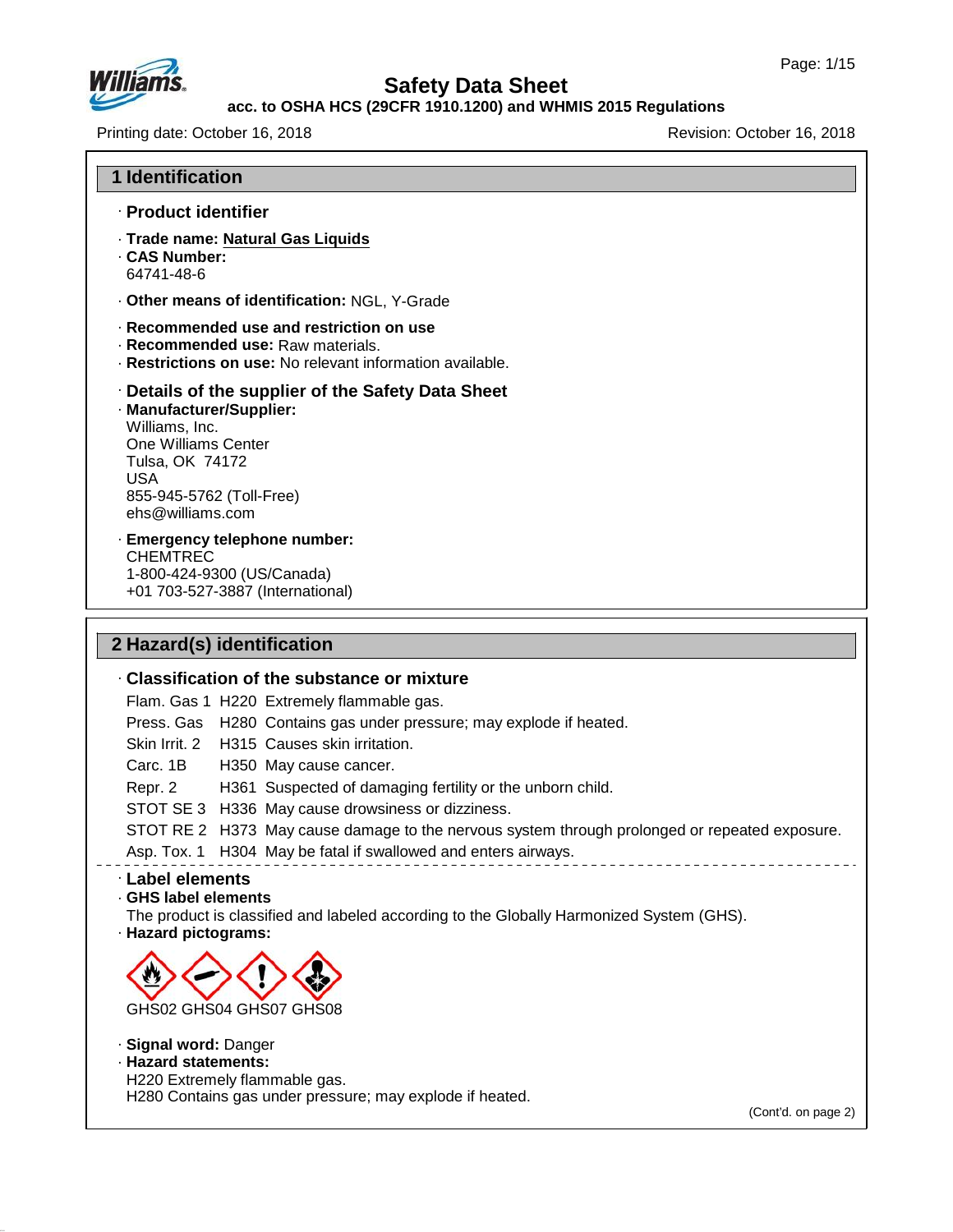# Safety Data Sheet

**acc. to OSHA HCS (29CFR 1910.1200) and WHMIS 2015 Regulations**

Printing date: October 16, 2018 Revision: October 16, 2018

## 1 Identification

### · Product identifier

· **Trade name:** **Natural Gas Liquids**
· **CAS Number:**
64741-48-6

· **Other means of identification:** NGL, Y-Grade

· **Recommended use and restriction on use**
· **Recommended use:** Raw materials.
· **Restrictions on use:** No relevant information available.

### · Details of the supplier of the Safety Data Sheet

· **Manufacturer/Supplier:**
Williams, Inc.
One Williams Center
Tulsa, OK 74172
USA
855-945-5762 (Toll-Free)
ehs@williams.com

· **Emergency telephone number:**
CHEMTREC
1-800-424-9300 (US/Canada)
+01 703-527-3887 (International)

## 2 Hazard(s) identification

### · Classification of the substance or mixture

| | | |
|---|---|---|
| Flam. Gas 1 | H220 | Extremely flammable gas. |
| Press. Gas | H280 | Contains gas under pressure; may explode if heated. |
| Skin Irrit. 2 | H315 | Causes skin irritation. |
| Carc. 1B | H350 | May cause cancer. |
| Repr. 2 | H361 | Suspected of damaging fertility or the unborn child. |
| STOT SE 3 | H336 | May cause drowsiness or dizziness. |
| STOT RE 2 | H373 | May cause damage to the nervous system through prolonged or repeated exposure. |
| Asp. Tox. 1 | H304 | May be fatal if swallowed and enters airways. |

### · Label elements

· **GHS label elements**
The product is classified and labeled according to the Globally Harmonized System (GHS).
· **Hazard pictograms:**

GHS02 GHS04 GHS07 GHS08

· **Signal word:** Danger
· **Hazard statements:**
H220 Extremely flammable gas.
H280 Contains gas under pressure; may explode if heated.

(Cont'd. on page 2)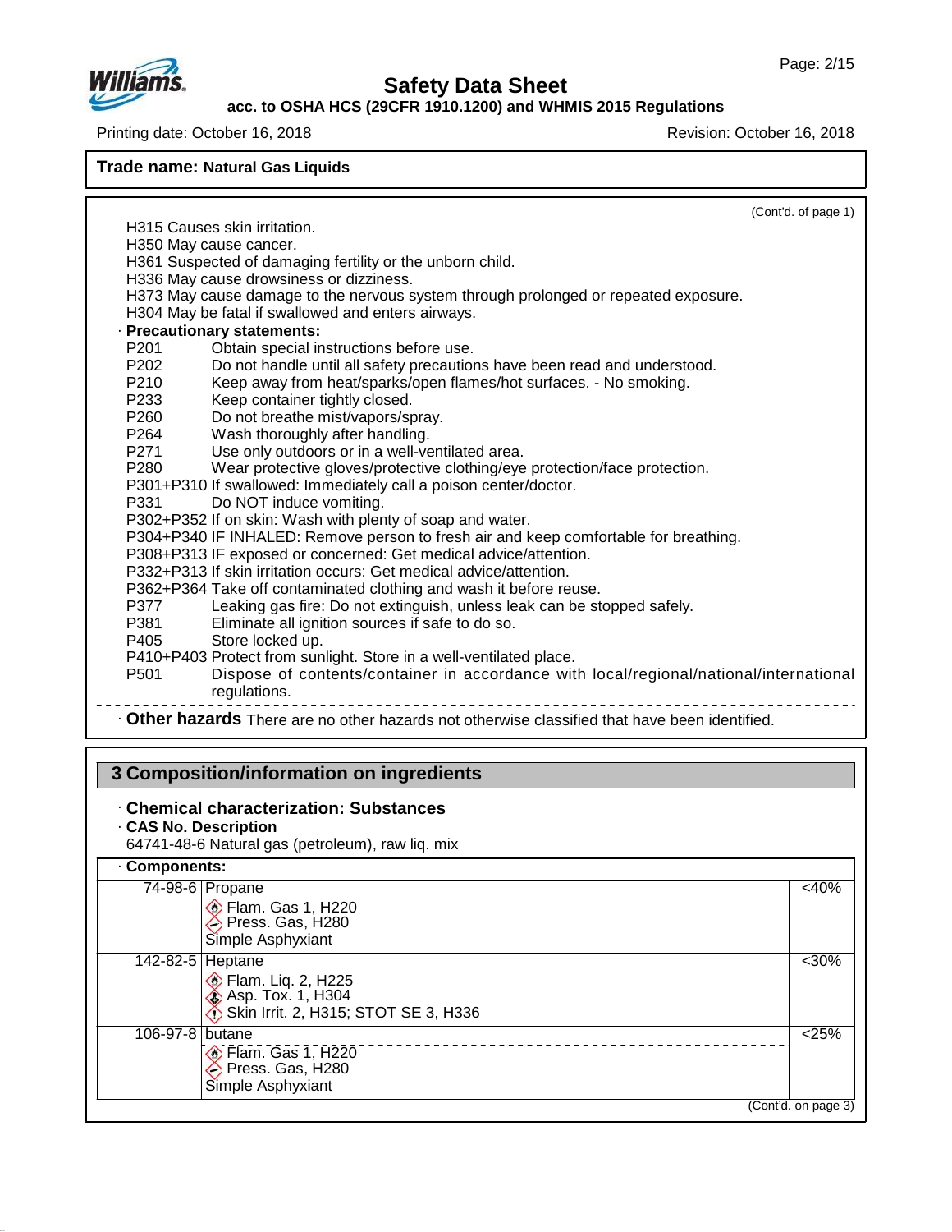**Trade name: Natural Gas Liquids**

(Cont'd. of page 1)

H315 Causes skin irritation.
H350 May cause cancer.
H361 Suspected of damaging fertility or the unborn child.
H336 May cause drowsiness or dizziness.
H373 May cause damage to the nervous system through prolonged or repeated exposure.
H304 May be fatal if swallowed and enters airways.

· **Precautionary statements:**

P201 Obtain special instructions before use.
P202 Do not handle until all safety precautions have been read and understood.
P210 Keep away from heat/sparks/open flames/hot surfaces. - No smoking.
P233 Keep container tightly closed.
P260 Do not breathe mist/vapors/spray.
P264 Wash thoroughly after handling.
P271 Use only outdoors or in a well-ventilated area.
P280 Wear protective gloves/protective clothing/eye protection/face protection.
P301+P310 If swallowed: Immediately call a poison center/doctor.
P331 Do NOT induce vomiting.
P302+P352 If on skin: Wash with plenty of soap and water.
P304+P340 IF INHALED: Remove person to fresh air and keep comfortable for breathing.
P308+P313 IF exposed or concerned: Get medical advice/attention.
P332+P313 If skin irritation occurs: Get medical advice/attention.
P362+P364 Take off contaminated clothing and wash it before reuse.
P377 Leaking gas fire: Do not extinguish, unless leak can be stopped safely.
P381 Eliminate all ignition sources if safe to do so.
P405 Store locked up.
P410+P403 Protect from sunlight. Store in a well-ventilated place.
P501 Dispose of contents/container in accordance with local/regional/national/international regulations.

· **Other hazards** There are no other hazards not otherwise classified that have been identified.

## 3 Composition/information on ingredients

· **Chemical characterization: Substances**

· **CAS No. Description**

64741-48-6 Natural gas (petroleum), raw liq. mix

· **Components:**

| CAS No. | Component / Classification | Concentration |
|---|---|---|
| 74-98-6 | Propane<br>Flam. Gas 1, H220<br>Press. Gas, H280<br>Simple Asphyxiant | <40% |
| 142-82-5 | Heptane<br>Flam. Liq. 2, H225<br>Asp. Tox. 1, H304<br>Skin Irrit. 2, H315; STOT SE 3, H336 | <30% |
| 106-97-8 | butane<br>Flam. Gas 1, H220<br>Press. Gas, H280<br>Simple Asphyxiant | <25% |

(Cont'd. on page 3)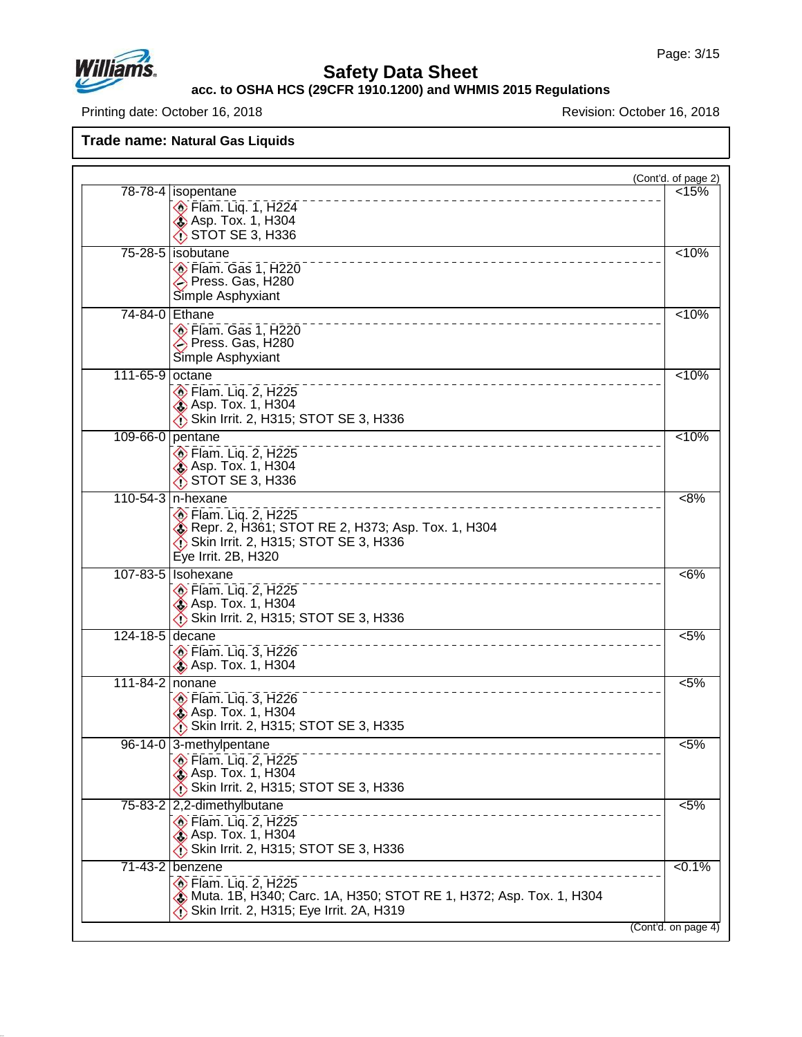Printing date: October 16, 2018 | Revision: October 16, 2018

**Trade name: Natural Gas Liquids**

(Cont'd. of page 2)

| CAS | Component / Classification | Percentage |
|---|---|---|
| 78-78-4 | isopentane<br>Flam. Liq. 1, H224<br>Asp. Tox. 1, H304<br>STOT SE 3, H336 | <15% |
| 75-28-5 | isobutane<br>Flam. Gas 1, H220<br>Press. Gas, H280<br>Simple Asphyxiant | <10% |
| 74-84-0 | Ethane<br>Flam. Gas 1, H220<br>Press. Gas, H280<br>Simple Asphyxiant | <10% |
| 111-65-9 | octane<br>Flam. Liq. 2, H225<br>Asp. Tox. 1, H304<br>Skin Irrit. 2, H315; STOT SE 3, H336 | <10% |
| 109-66-0 | pentane<br>Flam. Liq. 2, H225<br>Asp. Tox. 1, H304<br>STOT SE 3, H336 | <10% |
| 110-54-3 | n-hexane<br>Flam. Liq. 2, H225<br>Repr. 2, H361; STOT RE 2, H373; Asp. Tox. 1, H304<br>Skin Irrit. 2, H315; STOT SE 3, H336<br>Eye Irrit. 2B, H320 | <8% |
| 107-83-5 | Isohexane<br>Flam. Liq. 2, H225<br>Asp. Tox. 1, H304<br>Skin Irrit. 2, H315; STOT SE 3, H336 | <6% |
| 124-18-5 | decane<br>Flam. Liq. 3, H226<br>Asp. Tox. 1, H304 | <5% |
| 111-84-2 | nonane<br>Flam. Liq. 3, H226<br>Asp. Tox. 1, H304<br>Skin Irrit. 2, H315; STOT SE 3, H335 | <5% |
| 96-14-0 | 3-methylpentane<br>Flam. Liq. 2, H225<br>Asp. Tox. 1, H304<br>Skin Irrit. 2, H315; STOT SE 3, H336 | <5% |
| 75-83-2 | 2,2-dimethylbutane<br>Flam. Liq. 2, H225<br>Asp. Tox. 1, H304<br>Skin Irrit. 2, H315; STOT SE 3, H336 | <5% |
| 71-43-2 | benzene<br>Flam. Liq. 2, H225<br>Muta. 1B, H340; Carc. 1A, H350; STOT RE 1, H372; Asp. Tox. 1, H304<br>Skin Irrit. 2, H315; Eye Irrit. 2A, H319 | <0.1% |

(Cont'd. on page 4)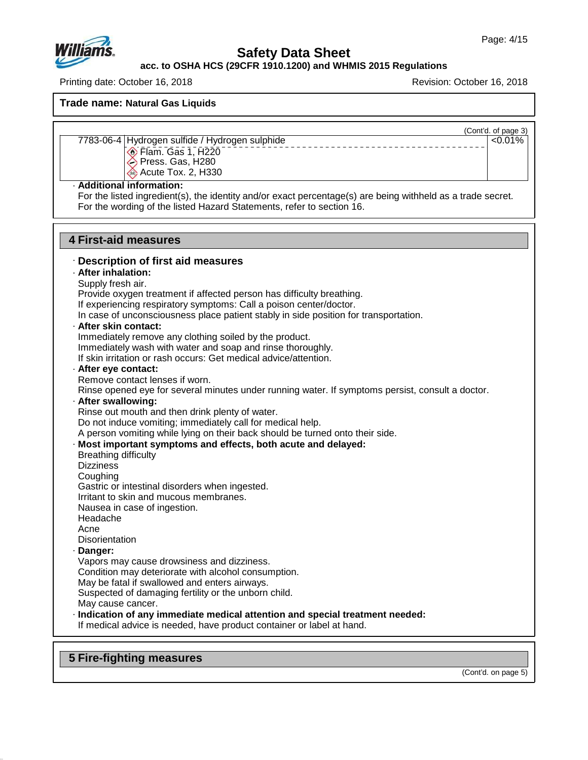Trade name: **Natural Gas Liquids**

(Cont'd. of page 3)

| | | |
|---|---|---|
| 7783-06-4 | Hydrogen sulfide / Hydrogen sulphide<br>Flam. Gas 1, H220<br>Press. Gas, H280<br>Acute Tox. 2, H330 | <0.01% |

· **Additional information:**
For the listed ingredient(s), the identity and/or exact percentage(s) are being withheld as a trade secret.
For the wording of the listed Hazard Statements, refer to section 16.

## 4 First-aid measures

· **Description of first aid measures**

· **After inhalation:**
Supply fresh air.
Provide oxygen treatment if affected person has difficulty breathing.
If experiencing respiratory symptoms: Call a poison center/doctor.
In case of unconsciousness place patient stably in side position for transportation.

· **After skin contact:**
Immediately remove any clothing soiled by the product.
Immediately wash with water and soap and rinse thoroughly.
If skin irritation or rash occurs: Get medical advice/attention.

· **After eye contact:**
Remove contact lenses if worn.
Rinse opened eye for several minutes under running water. If symptoms persist, consult a doctor.

· **After swallowing:**
Rinse out mouth and then drink plenty of water.
Do not induce vomiting; immediately call for medical help.
A person vomiting while lying on their back should be turned onto their side.

· **Most important symptoms and effects, both acute and delayed:**
Breathing difficulty
Dizziness
Coughing
Gastric or intestinal disorders when ingested.
Irritant to skin and mucous membranes.
Nausea in case of ingestion.
Headache
Acne
Disorientation

· **Danger:**
Vapors may cause drowsiness and dizziness.
Condition may deteriorate with alcohol consumption.
May be fatal if swallowed and enters airways.
Suspected of damaging fertility or the unborn child.
May cause cancer.

· **Indication of any immediate medical attention and special treatment needed:**
If medical advice is needed, have product container or label at hand.

## 5 Fire-fighting measures

(Cont'd. on page 5)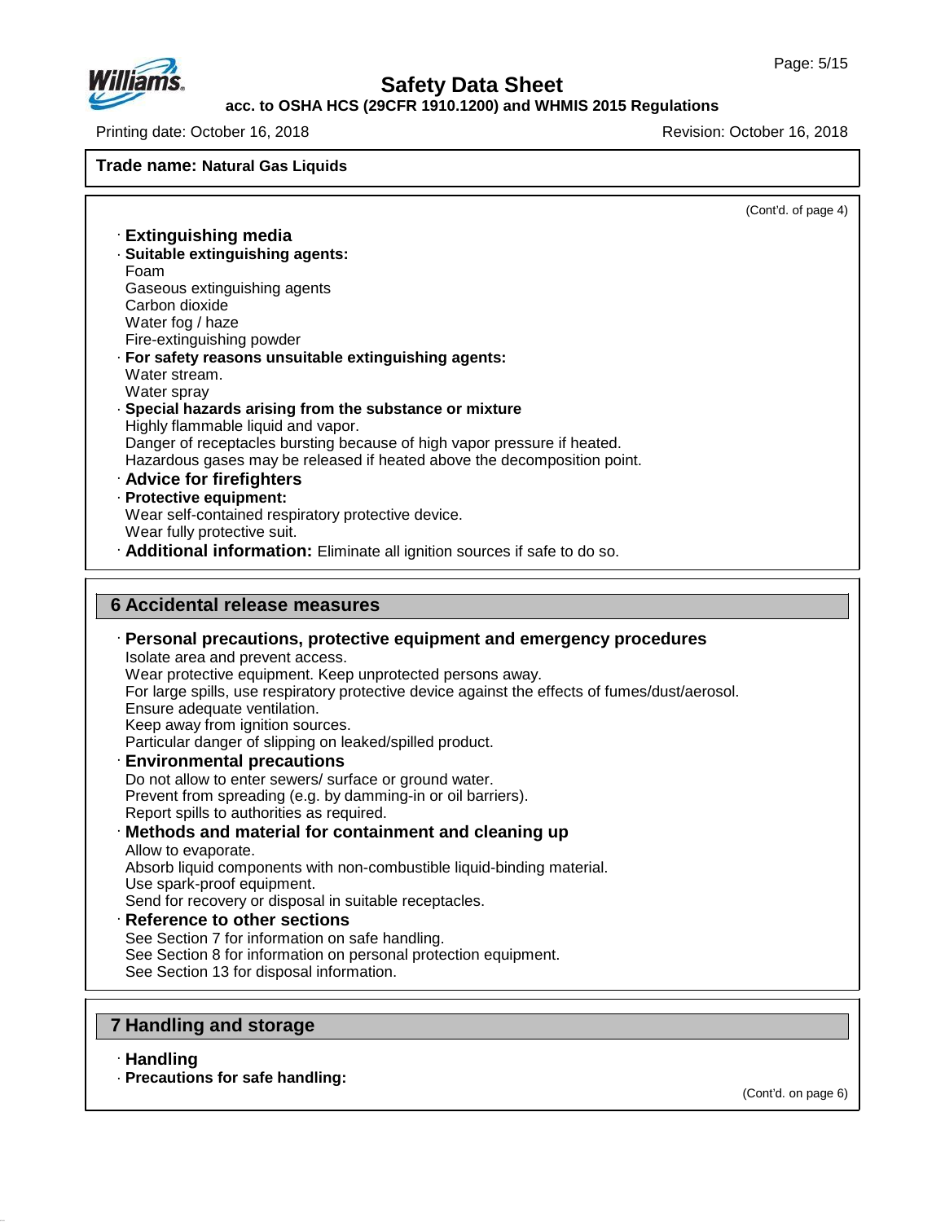**Trade name: Natural Gas Liquids**

(Cont'd. of page 4)

· **Extinguishing media**

· **Suitable extinguishing agents:**
Foam
Gaseous extinguishing agents
Carbon dioxide
Water fog / haze
Fire-extinguishing powder

· **For safety reasons unsuitable extinguishing agents:**
Water stream.
Water spray

· **Special hazards arising from the substance or mixture**
Highly flammable liquid and vapor.
Danger of receptacles bursting because of high vapor pressure if heated.
Hazardous gases may be released if heated above the decomposition point.

· **Advice for firefighters**

· **Protective equipment:**
Wear self-contained respiratory protective device.
Wear fully protective suit.

· **Additional information:** Eliminate all ignition sources if safe to do so.

## 6 Accidental release measures

· **Personal precautions, protective equipment and emergency procedures**
Isolate area and prevent access.
Wear protective equipment. Keep unprotected persons away.
For large spills, use respiratory protective device against the effects of fumes/dust/aerosol.
Ensure adequate ventilation.
Keep away from ignition sources.
Particular danger of slipping on leaked/spilled product.

· **Environmental precautions**
Do not allow to enter sewers/ surface or ground water.
Prevent from spreading (e.g. by damming-in or oil barriers).
Report spills to authorities as required.

· **Methods and material for containment and cleaning up**
Allow to evaporate.
Absorb liquid components with non-combustible liquid-binding material.
Use spark-proof equipment.
Send for recovery or disposal in suitable receptacles.

· **Reference to other sections**
See Section 7 for information on safe handling.
See Section 8 for information on personal protection equipment.
See Section 13 for disposal information.

## 7 Handling and storage

· **Handling**

· **Precautions for safe handling:**

(Cont'd. on page 6)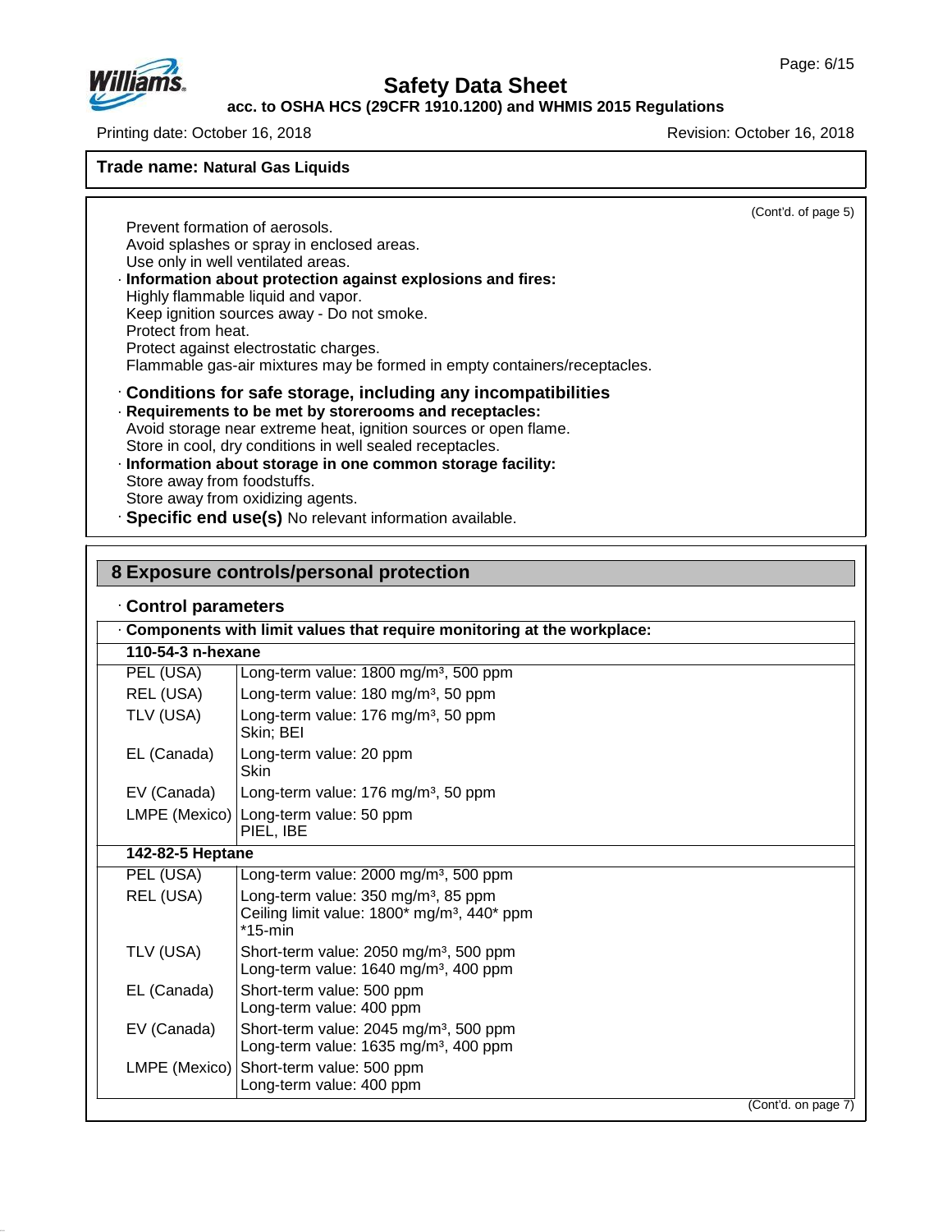**Trade name: Natural Gas Liquids**

(Cont'd. of page 5)

Prevent formation of aerosols.
Avoid splashes or spray in enclosed areas.
Use only in well ventilated areas.

· **Information about protection against explosions and fires:**
Highly flammable liquid and vapor.
Keep ignition sources away - Do not smoke.
Protect from heat.
Protect against electrostatic charges.
Flammable gas-air mixtures may be formed in empty containers/receptacles.

· **Conditions for safe storage, including any incompatibilities**

· **Requirements to be met by storerooms and receptacles:**
Avoid storage near extreme heat, ignition sources or open flame.
Store in cool, dry conditions in well sealed receptacles.

· **Information about storage in one common storage facility:**
Store away from foodstuffs.
Store away from oxidizing agents.

· **Specific end use(s)** No relevant information available.

## 8 Exposure controls/personal protection

· **Control parameters**

· **Components with limit values that require monitoring at the workplace:**

| **110-54-3 n-hexane** | |
|---|---|
| PEL (USA) | Long-term value: 1800 mg/m³, 500 ppm |
| REL (USA) | Long-term value: 180 mg/m³, 50 ppm |
| TLV (USA) | Long-term value: 176 mg/m³, 50 ppm<br>Skin; BEI |
| EL (Canada) | Long-term value: 20 ppm<br>Skin |
| EV (Canada) | Long-term value: 176 mg/m³, 50 ppm |
| LMPE (Mexico) | Long-term value: 50 ppm<br>PIEL, IBE |
| **142-82-5 Heptane** | |
| PEL (USA) | Long-term value: 2000 mg/m³, 500 ppm |
| REL (USA) | Long-term value: 350 mg/m³, 85 ppm<br>Ceiling limit value: 1800* mg/m³, 440* ppm<br>*15-min |
| TLV (USA) | Short-term value: 2050 mg/m³, 500 ppm<br>Long-term value: 1640 mg/m³, 400 ppm |
| EL (Canada) | Short-term value: 500 ppm<br>Long-term value: 400 ppm |
| EV (Canada) | Short-term value: 2045 mg/m³, 500 ppm<br>Long-term value: 1635 mg/m³, 400 ppm |
| LMPE (Mexico) | Short-term value: 500 ppm<br>Long-term value: 400 ppm |

(Cont'd. on page 7)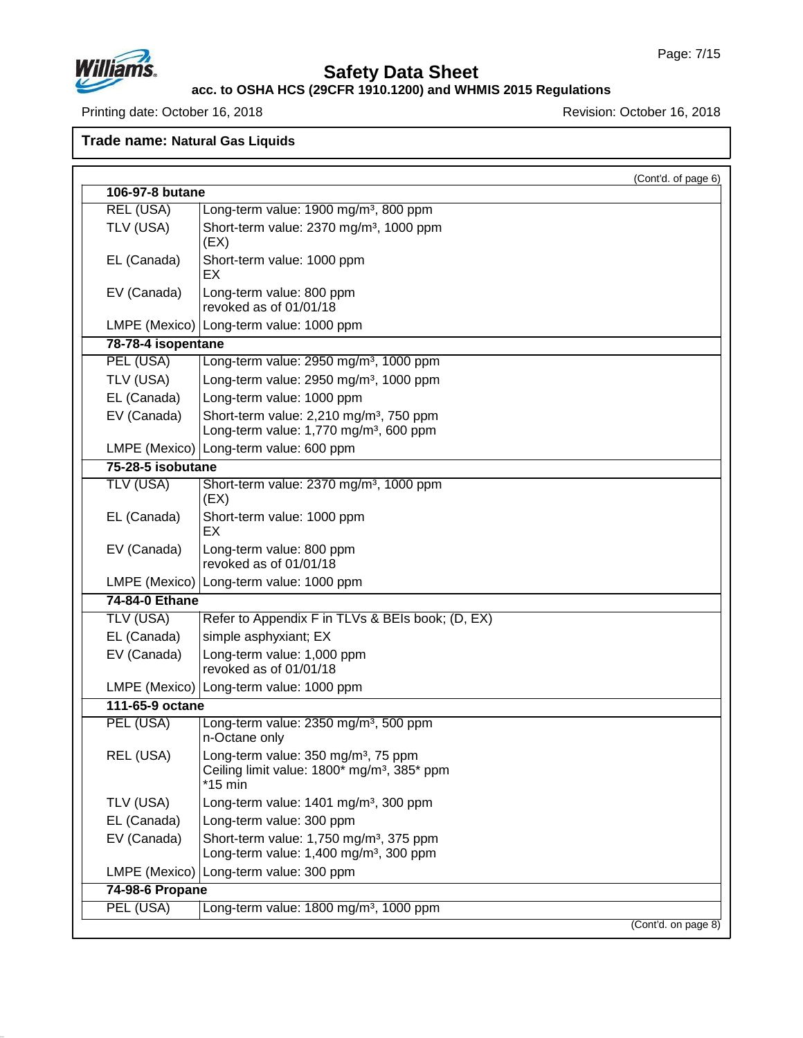**Trade name: Natural Gas Liquids**

(Cont'd. of page 6)

| | |
|---|---|
| **106-97-8 butane** | |
| REL (USA) | Long-term value: 1900 mg/m³, 800 ppm |
| TLV (USA) | Short-term value: 2370 mg/m³, 1000 ppm<br>(EX) |
| EL (Canada) | Short-term value: 1000 ppm<br>EX |
| EV (Canada) | Long-term value: 800 ppm<br>revoked as of 01/01/18 |
| LMPE (Mexico) | Long-term value: 1000 ppm |
| **78-78-4 isopentane** | |
| PEL (USA) | Long-term value: 2950 mg/m³, 1000 ppm |
| TLV (USA) | Long-term value: 2950 mg/m³, 1000 ppm |
| EL (Canada) | Long-term value: 1000 ppm |
| EV (Canada) | Short-term value: 2,210 mg/m³, 750 ppm<br>Long-term value: 1,770 mg/m³, 600 ppm |
| LMPE (Mexico) | Long-term value: 600 ppm |
| **75-28-5 isobutane** | |
| TLV (USA) | Short-term value: 2370 mg/m³, 1000 ppm<br>(EX) |
| EL (Canada) | Short-term value: 1000 ppm<br>EX |
| EV (Canada) | Long-term value: 800 ppm<br>revoked as of 01/01/18 |
| LMPE (Mexico) | Long-term value: 1000 ppm |
| **74-84-0 Ethane** | |
| TLV (USA) | Refer to Appendix F in TLVs & BEIs book; (D, EX) |
| EL (Canada) | simple asphyxiant; EX |
| EV (Canada) | Long-term value: 1,000 ppm<br>revoked as of 01/01/18 |
| LMPE (Mexico) | Long-term value: 1000 ppm |
| **111-65-9 octane** | |
| PEL (USA) | Long-term value: 2350 mg/m³, 500 ppm<br>n-Octane only |
| REL (USA) | Long-term value: 350 mg/m³, 75 ppm<br>Ceiling limit value: 1800* mg/m³, 385* ppm<br>*15 min |
| TLV (USA) | Long-term value: 1401 mg/m³, 300 ppm |
| EL (Canada) | Long-term value: 300 ppm |
| EV (Canada) | Short-term value: 1,750 mg/m³, 375 ppm<br>Long-term value: 1,400 mg/m³, 300 ppm |
| LMPE (Mexico) | Long-term value: 300 ppm |
| **74-98-6 Propane** | |
| PEL (USA) | Long-term value: 1800 mg/m³, 1000 ppm |

(Cont'd. on page 8)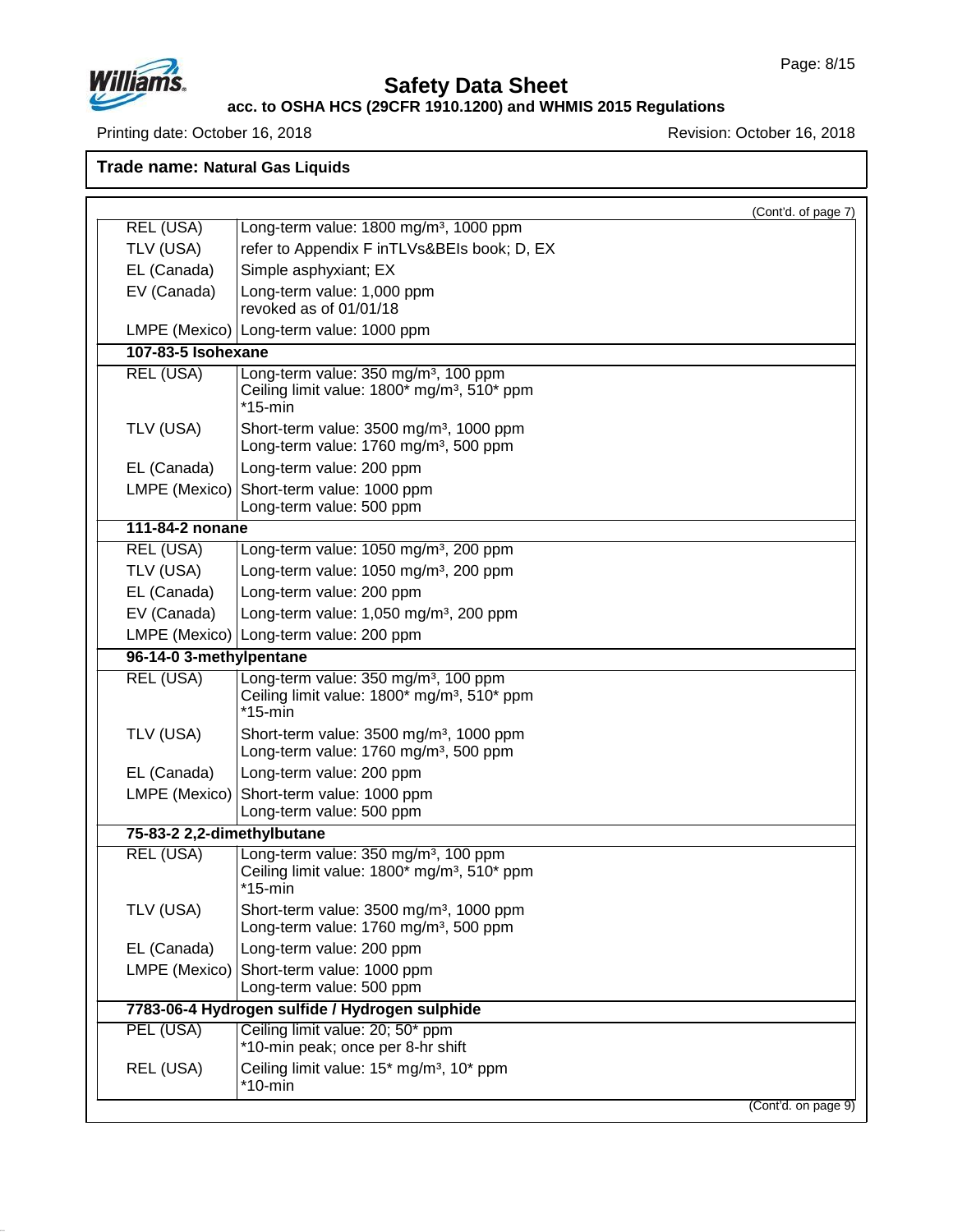Trade name: **Natural Gas Liquids**

(Cont'd. of page 7)

| | |
|---|---|
| REL (USA) | Long-term value: 1800 mg/m³, 1000 ppm |
| TLV (USA) | refer to Appendix F inTLVs&BEIs book; D, EX |
| EL (Canada) | Simple asphyxiant; EX |
| EV (Canada) | Long-term value: 1,000 ppm<br>revoked as of 01/01/18 |
| LMPE (Mexico) | Long-term value: 1000 ppm |
| **107-83-5 Isohexane** | |
| REL (USA) | Long-term value: 350 mg/m³, 100 ppm<br>Ceiling limit value: 1800* mg/m³, 510* ppm<br>*15-min |
| TLV (USA) | Short-term value: 3500 mg/m³, 1000 ppm<br>Long-term value: 1760 mg/m³, 500 ppm |
| EL (Canada) | Long-term value: 200 ppm |
| LMPE (Mexico) | Short-term value: 1000 ppm<br>Long-term value: 500 ppm |
| **111-84-2 nonane** | |
| REL (USA) | Long-term value: 1050 mg/m³, 200 ppm |
| TLV (USA) | Long-term value: 1050 mg/m³, 200 ppm |
| EL (Canada) | Long-term value: 200 ppm |
| EV (Canada) | Long-term value: 1,050 mg/m³, 200 ppm |
| LMPE (Mexico) | Long-term value: 200 ppm |
| **96-14-0 3-methylpentane** | |
| REL (USA) | Long-term value: 350 mg/m³, 100 ppm<br>Ceiling limit value: 1800* mg/m³, 510* ppm<br>*15-min |
| TLV (USA) | Short-term value: 3500 mg/m³, 1000 ppm<br>Long-term value: 1760 mg/m³, 500 ppm |
| EL (Canada) | Long-term value: 200 ppm |
| LMPE (Mexico) | Short-term value: 1000 ppm<br>Long-term value: 500 ppm |
| **75-83-2 2,2-dimethylbutane** | |
| REL (USA) | Long-term value: 350 mg/m³, 100 ppm<br>Ceiling limit value: 1800* mg/m³, 510* ppm<br>*15-min |
| TLV (USA) | Short-term value: 3500 mg/m³, 1000 ppm<br>Long-term value: 1760 mg/m³, 500 ppm |
| EL (Canada) | Long-term value: 200 ppm |
| LMPE (Mexico) | Short-term value: 1000 ppm<br>Long-term value: 500 ppm |
| **7783-06-4 Hydrogen sulfide / Hydrogen sulphide** | |
| PEL (USA) | Ceiling limit value: 20; 50* ppm<br>*10-min peak; once per 8-hr shift |
| REL (USA) | Ceiling limit value: 15* mg/m³, 10* ppm<br>*10-min |

(Cont'd. on page 9)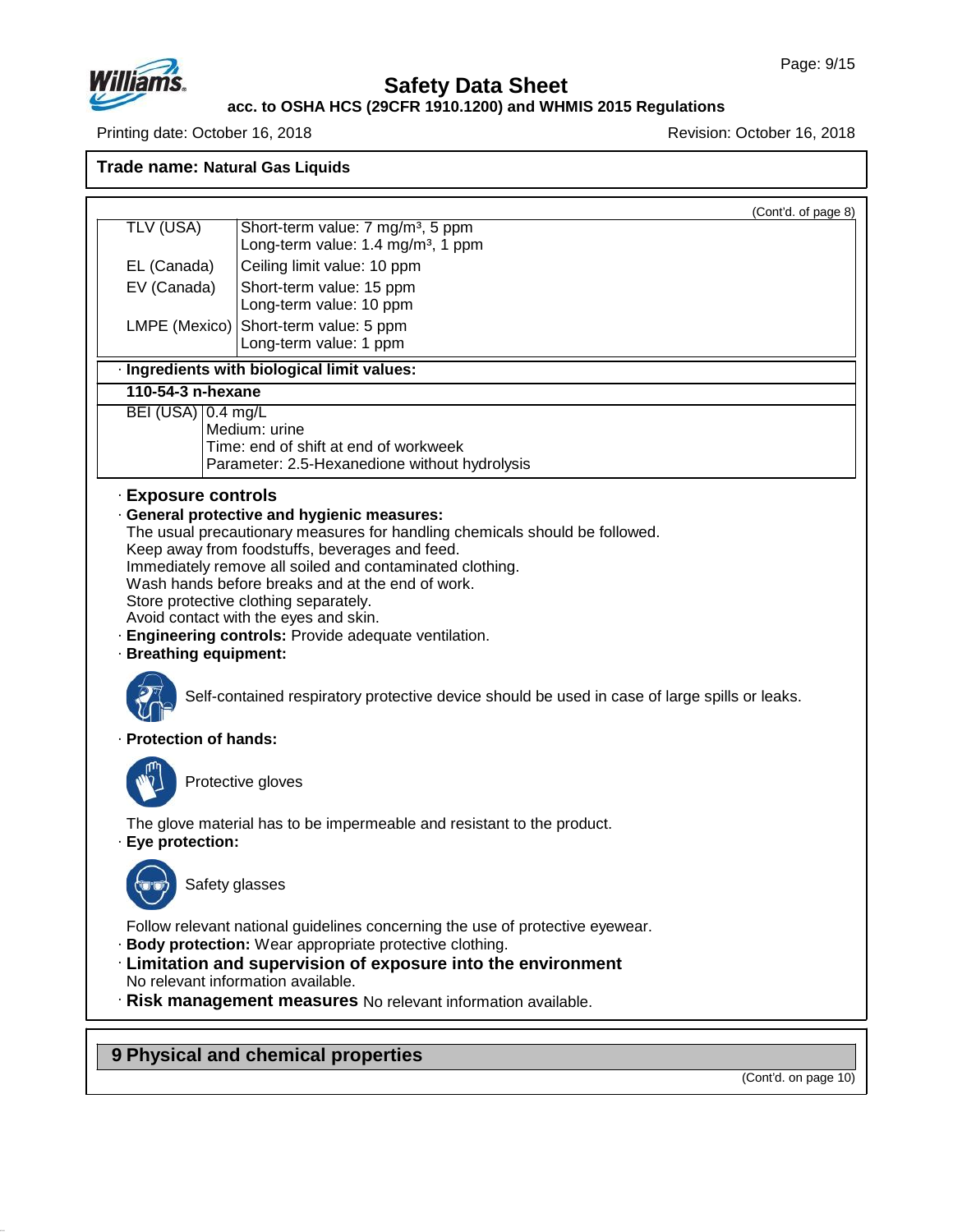Trade name: **Natural Gas Liquids**

(Cont'd. of page 8)

| | |
|---|---|
| TLV (USA) | Short-term value: 7 mg/m³, 5 ppm<br>Long-term value: 1.4 mg/m³, 1 ppm |
| EL (Canada) | Ceiling limit value: 10 ppm |
| EV (Canada) | Short-term value: 15 ppm<br>Long-term value: 10 ppm |
| LMPE (Mexico) | Short-term value: 5 ppm<br>Long-term value: 1 ppm |

· **Ingredients with biological limit values:**

| **110-54-3 n-hexane** | |
|---|---|
| BEI (USA) | 0.4 mg/L<br>Medium: urine<br>Time: end of shift at end of workweek<br>Parameter: 2.5-Hexanedione without hydrolysis |

### · Exposure controls

· **General protective and hygienic measures:**
The usual precautionary measures for handling chemicals should be followed.
Keep away from foodstuffs, beverages and feed.
Immediately remove all soiled and contaminated clothing.
Wash hands before breaks and at the end of work.
Store protective clothing separately.
Avoid contact with the eyes and skin.

· **Engineering controls:** Provide adequate ventilation.

· **Breathing equipment:**

Self-contained respiratory protective device should be used in case of large spills or leaks.

· **Protection of hands:**

Protective gloves

The glove material has to be impermeable and resistant to the product.

· **Eye protection:**

Safety glasses

Follow relevant national guidelines concerning the use of protective eyewear.

· **Body protection:** Wear appropriate protective clothing.

· **Limitation and supervision of exposure into the environment**
No relevant information available.

· **Risk management measures** No relevant information available.

## 9 Physical and chemical properties

(Cont'd. on page 10)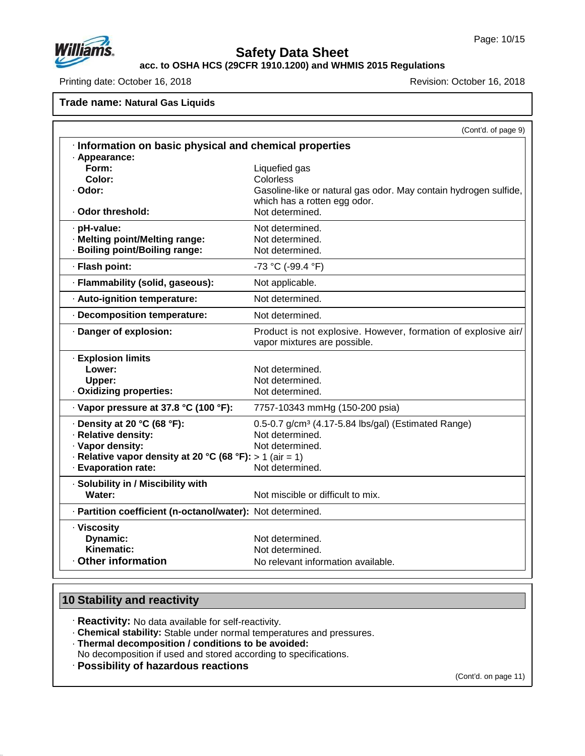**Trade name: Natural Gas Liquids**

(Cont'd. of page 9)

| | |
|---|---|
| **· Information on basic physical and chemical properties** | |
| **· Appearance:** | |
| **Form:** | Liquefied gas |
| **Color:** | Colorless |
| **· Odor:** | Gasoline-like or natural gas odor. May contain hydrogen sulfide, which has a rotten egg odor. |
| **· Odor threshold:** | Not determined. |
| **· pH-value:** | Not determined. |
| **· Melting point/Melting range:** | Not determined. |
| **· Boiling point/Boiling range:** | Not determined. |
| **· Flash point:** | -73 °C (-99.4 °F) |
| **· Flammability (solid, gaseous):** | Not applicable. |
| **· Auto-ignition temperature:** | Not determined. |
| **· Decomposition temperature:** | Not determined. |
| **· Danger of explosion:** | Product is not explosive. However, formation of explosive air/vapor mixtures are possible. |
| **· Explosion limits** | |
| **Lower:** | Not determined. |
| **Upper:** | Not determined. |
| **· Oxidizing properties:** | Not determined. |
| **· Vapor pressure at 37.8 °C (100 °F):** | 7757-10343 mmHg (150-200 psia) |
| **· Density at 20 °C (68 °F):** | 0.5-0.7 g/cm³ (4.17-5.84 lbs/gal) (Estimated Range) |
| **· Relative density:** | Not determined. |
| **· Vapor density:** | Not determined. |
| **· Relative vapor density at 20 °C (68 °F):** | > 1 (air = 1) |
| **· Evaporation rate:** | Not determined. |
| **· Solubility in / Miscibility with** | |
| **Water:** | Not miscible or difficult to mix. |
| **· Partition coefficient (n-octanol/water):** | Not determined. |
| **· Viscosity** | |
| **Dynamic:** | Not determined. |
| **Kinematic:** | Not determined. |
| **· Other information** | No relevant information available. |

## 10 Stability and reactivity

· **Reactivity:** No data available for self-reactivity.
· **Chemical stability:** Stable under normal temperatures and pressures.
· **Thermal decomposition / conditions to be avoided:**
No decomposition if used and stored according to specifications.
· **Possibility of hazardous reactions**

(Cont'd. on page 11)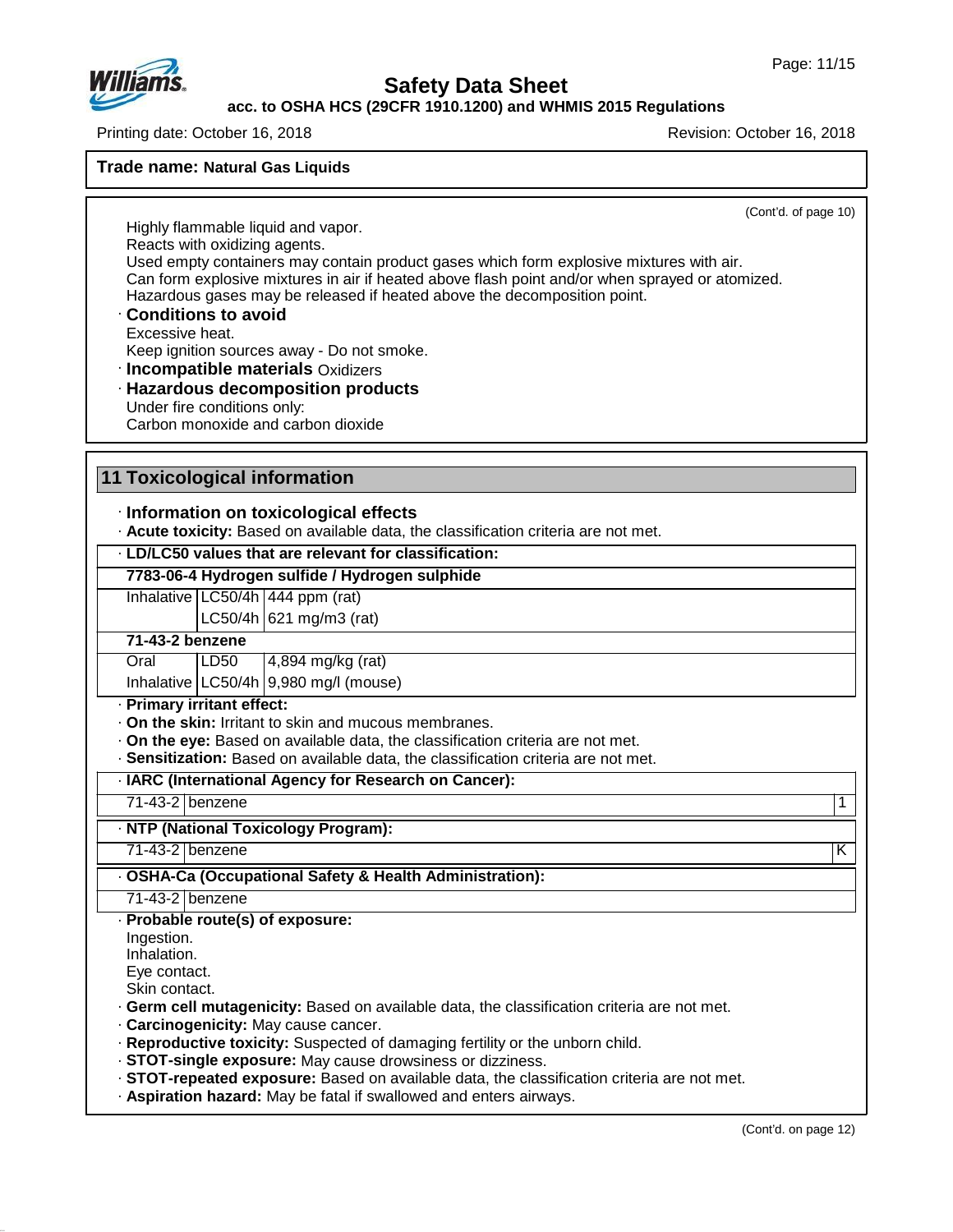(Cont'd. of page 10)

Highly flammable liquid and vapor.
Reacts with oxidizing agents.
Used empty containers may contain product gases which form explosive mixtures with air.
Can form explosive mixtures in air if heated above flash point and/or when sprayed or atomized.
Hazardous gases may be released if heated above the decomposition point.

· **Conditions to avoid**
Excessive heat.
Keep ignition sources away - Do not smoke.

· **Incompatible materials** Oxidizers

· **Hazardous decomposition products**
Under fire conditions only:
Carbon monoxide and carbon dioxide

## 11 Toxicological information

· **Information on toxicological effects**

· **Acute toxicity:** Based on available data, the classification criteria are not met.

| · **LD/LC50 values that are relevant for classification:** | | |
|---|---|---|
| **7783-06-4 Hydrogen sulfide / Hydrogen sulphide** | | |
| Inhalative | LC50/4h | 444 ppm (rat) |
| | LC50/4h | 621 mg/m3 (rat) |
| **71-43-2 benzene** | | |
| Oral | LD50 | 4,894 mg/kg (rat) |
| Inhalative | LC50/4h | 9,980 mg/l (mouse) |

· **Primary irritant effect:**

· **On the skin:** Irritant to skin and mucous membranes.

· **On the eye:** Based on available data, the classification criteria are not met.

· **Sensitization:** Based on available data, the classification criteria are not met.

| · **IARC (International Agency for Research on Cancer):** | | |
|---|---|---|
| 71-43-2 | benzene | 1 |

| · **NTP (National Toxicology Program):** | | |
|---|---|---|
| 71-43-2 | benzene | K |

| · **OSHA-Ca (Occupational Safety & Health Administration):** | |
|---|---|
| 71-43-2 | benzene |

· **Probable route(s) of exposure:**
Ingestion.
Inhalation.
Eye contact.
Skin contact.

· **Germ cell mutagenicity:** Based on available data, the classification criteria are not met.

· **Carcinogenicity:** May cause cancer.

· **Reproductive toxicity:** Suspected of damaging fertility or the unborn child.

· **STOT-single exposure:** May cause drowsiness or dizziness.

· **STOT-repeated exposure:** Based on available data, the classification criteria are not met.

· **Aspiration hazard:** May be fatal if swallowed and enters airways.

(Cont'd. on page 12)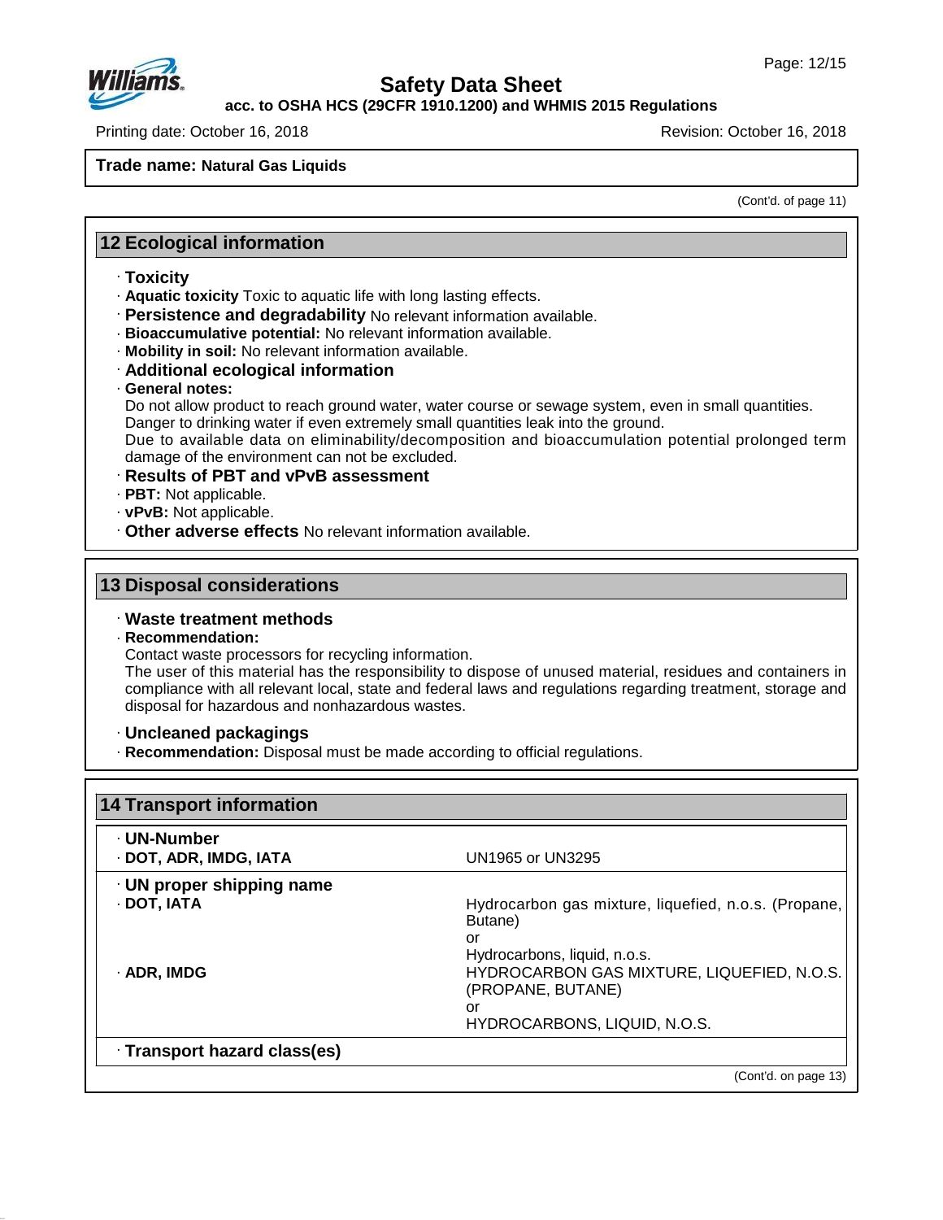**Trade name: Natural Gas Liquids**

(Cont'd. of page 11)

## 12 Ecological information

· **Toxicity**
· **Aquatic toxicity** Toxic to aquatic life with long lasting effects.
· **Persistence and degradability** No relevant information available.
· **Bioaccumulative potential:** No relevant information available.
· **Mobility in soil:** No relevant information available.
· **Additional ecological information**
· **General notes:**
Do not allow product to reach ground water, water course or sewage system, even in small quantities.
Danger to drinking water if even extremely small quantities leak into the ground.
Due to available data on eliminability/decomposition and bioaccumulation potential prolonged term damage of the environment can not be excluded.
· **Results of PBT and vPvB assessment**
· **PBT:** Not applicable.
· **vPvB:** Not applicable.
· **Other adverse effects** No relevant information available.

## 13 Disposal considerations

· **Waste treatment methods**
· **Recommendation:**
Contact waste processors for recycling information.
The user of this material has the responsibility to dispose of unused material, residues and containers in compliance with all relevant local, state and federal laws and regulations regarding treatment, storage and disposal for hazardous and nonhazardous wastes.

· **Uncleaned packagings**
· **Recommendation:** Disposal must be made according to official regulations.

## 14 Transport information

| | |
|---|---|
| · **UN-Number** | |
| · **DOT, ADR, IMDG, IATA** | UN1965 or UN3295 |
| · **UN proper shipping name** | |
| · **DOT, IATA** | Hydrocarbon gas mixture, liquefied, n.o.s. (Propane, Butane) or Hydrocarbons, liquid, n.o.s. |
| · **ADR, IMDG** | HYDROCARBON GAS MIXTURE, LIQUEFIED, N.O.S. (PROPANE, BUTANE) or HYDROCARBONS, LIQUID, N.O.S. |
| · **Transport hazard class(es)** | |

(Cont'd. on page 13)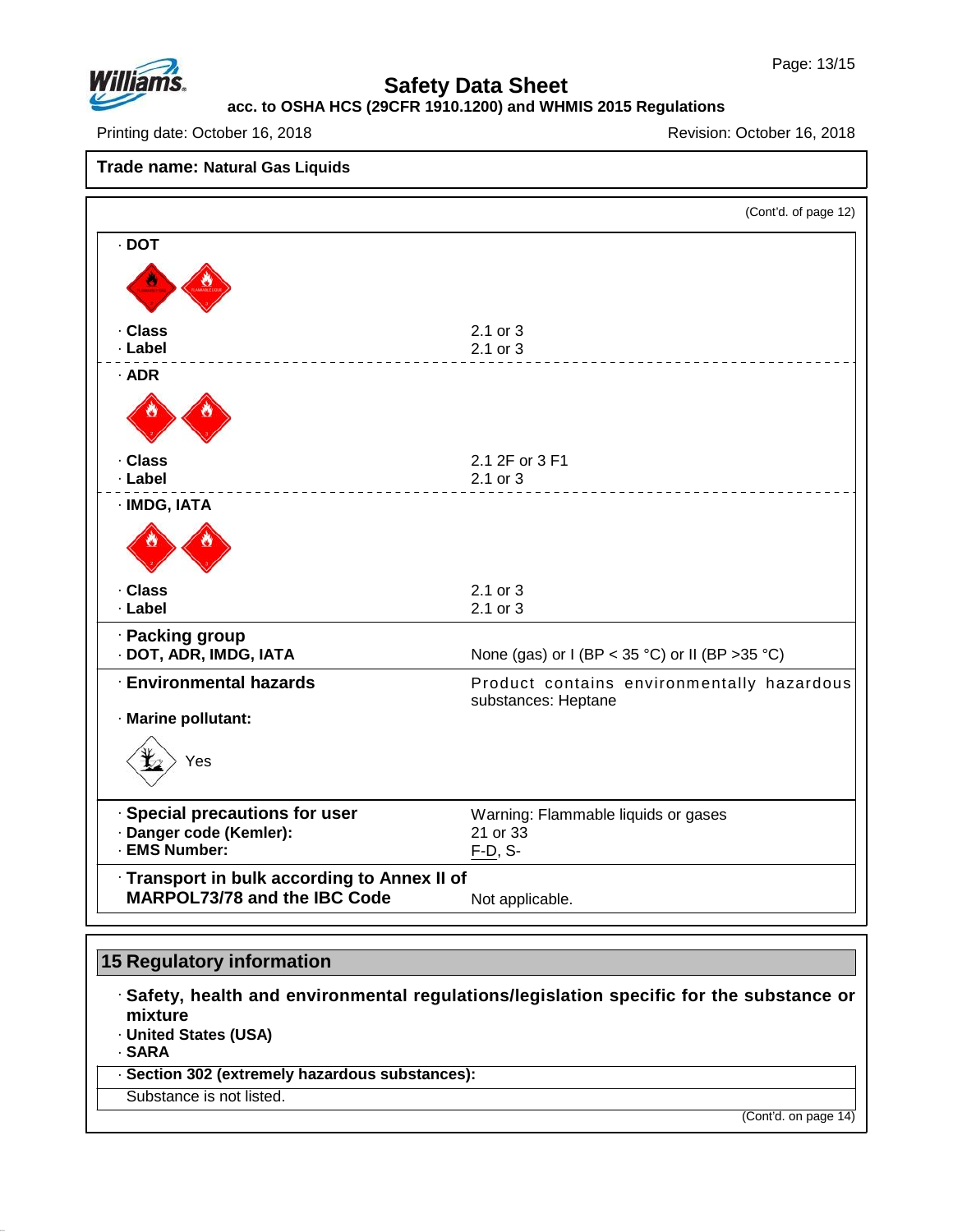**Trade name: Natural Gas Liquids**

(Cont'd. of page 12)

· **DOT**

| | |
|---|---|
| · **Class** | 2.1 or 3 |
| · **Label** | 2.1 or 3 |

· **ADR**

| | |
|---|---|
| · **Class** | 2.1 2F or 3 F1 |
| · **Label** | 2.1 or 3 |

· **IMDG, IATA**

| | |
|---|---|
| · **Class** | 2.1 or 3 |
| · **Label** | 2.1 or 3 |

· **Packing group**

| | |
|---|---|
| · **DOT, ADR, IMDG, IATA** | None (gas) or I (BP < 35 °C) or II (BP >35 °C) |

| | |
|---|---|
| · **Environmental hazards** | Product contains environmentally hazardous substances: Heptane |
| · **Marine pollutant:** | Yes |

| | |
|---|---|
| · **Special precautions for user** | Warning: Flammable liquids or gases |
| · **Danger code (Kemler):** | 21 or 33 |
| · **EMS Number:** | F-D, S- |

| | |
|---|---|
| · **Transport in bulk according to Annex II of MARPOL73/78 and the IBC Code** | Not applicable. |

## 15 Regulatory information

· **Safety, health and environmental regulations/legislation specific for the substance or mixture**
· **United States (USA)**
· **SARA**

· **Section 302 (extremely hazardous substances):**

Substance is not listed.

(Cont'd. on page 14)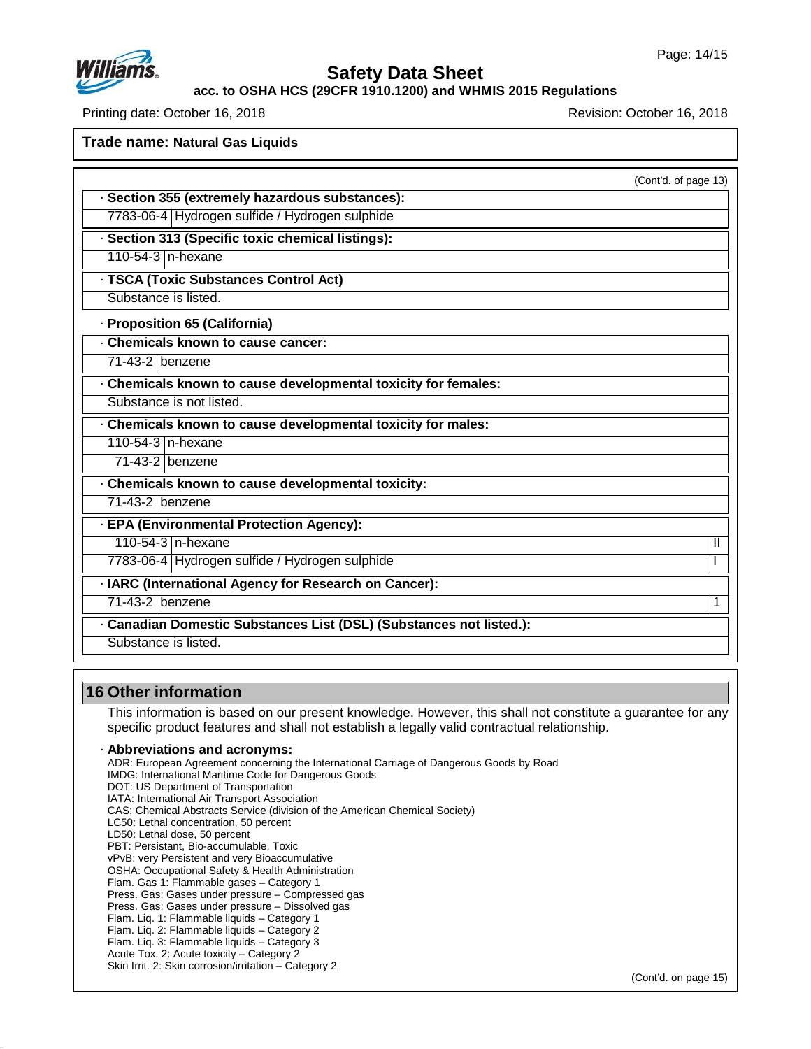**Trade name: Natural Gas Liquids**

(Cont'd. of page 13)

· **Section 355 (extremely hazardous substances):**

| | |
|---|---|
| 7783-06-4 | Hydrogen sulfide / Hydrogen sulphide |

· **Section 313 (Specific toxic chemical listings):**

| | |
|---|---|
| 110-54-3 | n-hexane |

· **TSCA (Toxic Substances Control Act)**

Substance is listed.

· **Proposition 65 (California)**

· **Chemicals known to cause cancer:**

| | |
|---|---|
| 71-43-2 | benzene |

· **Chemicals known to cause developmental toxicity for females:**

Substance is not listed.

· **Chemicals known to cause developmental toxicity for males:**

| | |
|---|---|
| 110-54-3 | n-hexane |
| 71-43-2 | benzene |

· **Chemicals known to cause developmental toxicity:**

| | |
|---|---|
| 71-43-2 | benzene |

· **EPA (Environmental Protection Agency):**

| | | |
|---|---|---|
| 110-54-3 | n-hexane | II |
| 7783-06-4 | Hydrogen sulfide / Hydrogen sulphide | I |

· **IARC (International Agency for Research on Cancer):**

| | | |
|---|---|---|
| 71-43-2 | benzene | 1 |

· **Canadian Domestic Substances List (DSL) (Substances not listed.):**

Substance is listed.

## 16 Other information

This information is based on our present knowledge. However, this shall not constitute a guarantee for any specific product features and shall not establish a legally valid contractual relationship.

· **Abbreviations and acronyms:**

ADR: European Agreement concerning the International Carriage of Dangerous Goods by Road
IMDG: International Maritime Code for Dangerous Goods
DOT: US Department of Transportation
IATA: International Air Transport Association
CAS: Chemical Abstracts Service (division of the American Chemical Society)
LC50: Lethal concentration, 50 percent
LD50: Lethal dose, 50 percent
PBT: Persistant, Bio-accumulable, Toxic
vPvB: very Persistent and very Bioaccumulative
OSHA: Occupational Safety & Health Administration
Flam. Gas 1: Flammable gases – Category 1
Press. Gas: Gases under pressure – Compressed gas
Press. Gas: Gases under pressure – Dissolved gas
Flam. Liq. 1: Flammable liquids – Category 1
Flam. Liq. 2: Flammable liquids – Category 2
Flam. Liq. 3: Flammable liquids – Category 3
Acute Tox. 2: Acute toxicity – Category 2
Skin Irrit. 2: Skin corrosion/irritation – Category 2

(Cont'd. on page 15)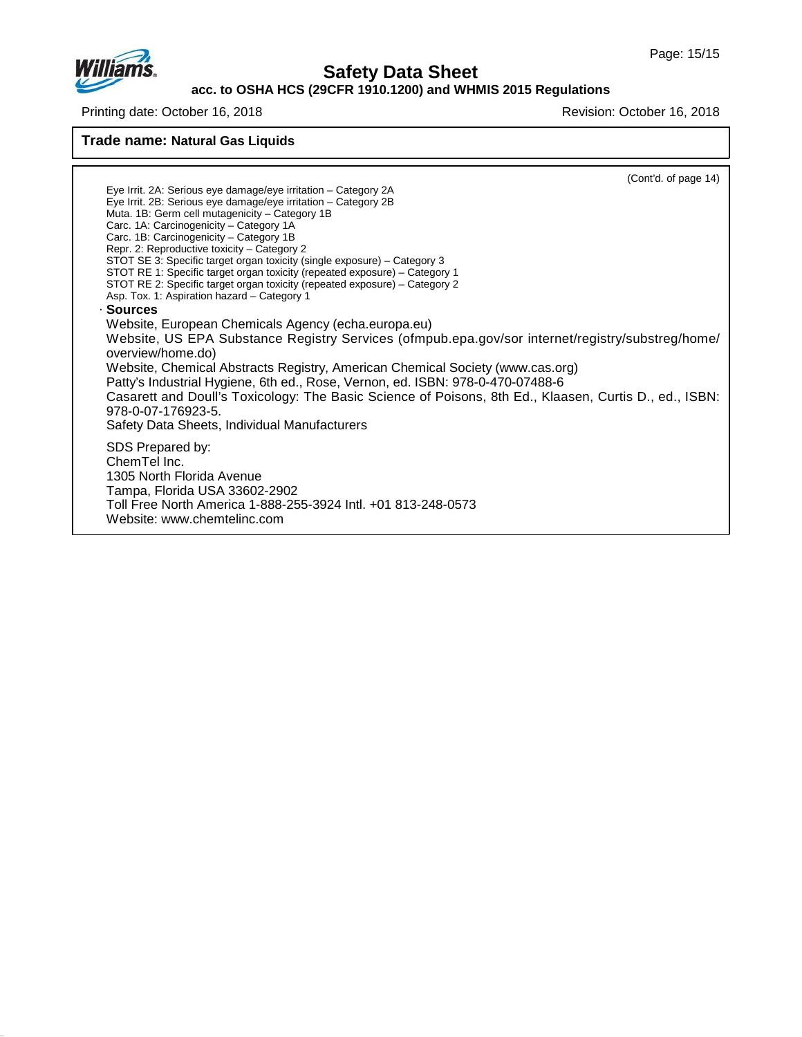**Trade name: Natural Gas Liquids**

(Cont'd. of page 14)

Eye Irrit. 2A: Serious eye damage/eye irritation – Category 2A
Eye Irrit. 2B: Serious eye damage/eye irritation – Category 2B
Muta. 1B: Germ cell mutagenicity – Category 1B
Carc. 1A: Carcinogenicity – Category 1A
Carc. 1B: Carcinogenicity – Category 1B
Repr. 2: Reproductive toxicity – Category 2
STOT SE 3: Specific target organ toxicity (single exposure) – Category 3
STOT RE 1: Specific target organ toxicity (repeated exposure) – Category 1
STOT RE 2: Specific target organ toxicity (repeated exposure) – Category 2
Asp. Tox. 1: Aspiration hazard – Category 1

· **Sources**

Website, European Chemicals Agency (echa.europa.eu)
Website, US EPA Substance Registry Services (ofmpub.epa.gov/sor internet/registry/substreg/home/overview/home.do)
Website, Chemical Abstracts Registry, American Chemical Society (www.cas.org)
Patty's Industrial Hygiene, 6th ed., Rose, Vernon, ed. ISBN: 978-0-470-07488-6
Casarett and Doull's Toxicology: The Basic Science of Poisons, 8th Ed., Klaasen, Curtis D., ed., ISBN: 978-0-07-176923-5.
Safety Data Sheets, Individual Manufacturers

SDS Prepared by:
ChemTel Inc.
1305 North Florida Avenue
Tampa, Florida USA 33602-2902
Toll Free North America 1-888-255-3924 Intl. +01 813-248-0573
Website: www.chemtelinc.com